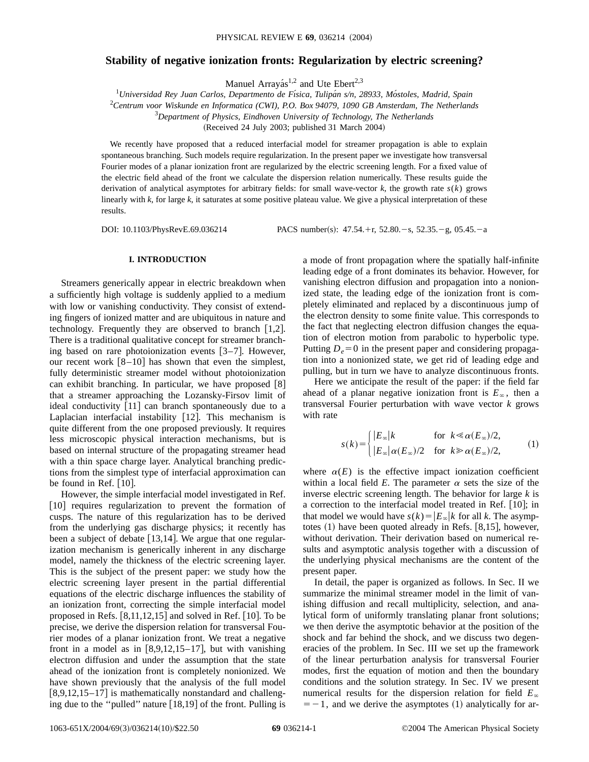# Stability of negative ionization fronts: Regularization by electric screening?

Manuel Arrayás[1,2] and Ute Ebert[2,3]

[1]*Universidad Rey Juan Carlos, Departmento de Física, Tulipán s/n, 28933, Móstoles, Madrid, Spain*
[2]*Centrum voor Wiskunde en Informatica (CWI), P.O. Box 94079, 1090 GB Amsterdam, The Netherlands*
[3]*Department of Physics, Eindhoven University of Technology, The Netherlands*

(Received 24 July 2003; published 31 March 2004)

We recently have proposed that a reduced interfacial model for streamer propagation is able to explain spontaneous branching. Such models require regularization. In the present paper we investigate how transversal Fourier modes of a planar ionization front are regularized by the electric screening length. For a fixed value of the electric field ahead of the front we calculate the dispersion relation numerically. These results guide the derivation of analytical asymptotes for arbitrary fields: for small wave-vector $k$, the growth rate $s(k)$ grows linearly with $k$, for large $k$, it saturates at some positive plateau value. We give a physical interpretation of these results.

DOI: 10.1103/PhysRevE.69.036214 PACS number(s): 47.54.+r, 52.80.−s, 52.35.−g, 05.45.−a

## I. INTRODUCTION

Streamers generically appear in electric breakdown when a sufficiently high voltage is suddenly applied to a medium with low or vanishing conductivity. They consist of extending fingers of ionized matter and are ubiquitous in nature and technology. Frequently they are observed to branch [1,2]. There is a traditional qualitative concept for streamer branching based on rare photoionization events [3–7]. However, our recent work [8–10] has shown that even the simplest, fully deterministic streamer model without photoionization can exhibit branching. In particular, we have proposed [8] that a streamer approaching the Lozansky-Firsov limit of ideal conductivity [11] can branch spontaneously due to a Laplacian interfacial instability [12]. This mechanism is quite different from the one proposed previously. It requires less microscopic physical interaction mechanisms, but is based on internal structure of the propagating streamer head with a thin space charge layer. Analytical branching predictions from the simplest type of interfacial approximation can be found in Ref. [10].

However, the simple interfacial model investigated in Ref. [10] requires regularization to prevent the formation of cusps. The nature of this regularization has to be derived from the underlying gas discharge physics; it recently has been a subject of debate [13,14]. We argue that one regularization mechanism is generically inherent in any discharge model, namely the thickness of the electric screening layer. This is the subject of the present paper: we study how the electric screening layer present in the partial differential equations of the electric discharge influences the stability of an ionization front, correcting the simple interfacial model proposed in Refs. [8,11,12,15] and solved in Ref. [10]. To be precise, we derive the dispersion relation for transversal Fourier modes of a planar ionization front. We treat a negative front in a model as in [8,9,12,15–17], but with vanishing electron diffusion and under the assumption that the state ahead of the ionization front is completely nonionized. We have shown previously that the analysis of the full model [8,9,12,15–17] is mathematically nonstandard and challenging due to the "pulled" nature [18,19] of the front. Pulling is a mode of front propagation where the spatially half-infinite leading edge of a front dominates its behavior. However, for vanishing electron diffusion and propagation into a nonionized state, the leading edge of the ionization front is completely eliminated and replaced by a discontinuous jump of the electron density to some finite value. This corresponds to the fact that neglecting electron diffusion changes the equation of electron motion from parabolic to hyperbolic type. Putting $D_e=0$ in the present paper and considering propagation into a nonionized state, we get rid of leading edge and pulling, but in turn we have to analyze discontinuous fronts.

Here we anticipate the result of the paper: if the field far ahead of a planar negative ionization front is $E_\infty$, then a transversal Fourier perturbation with wave vector $k$ grows with rate

$$s(k)=\begin{cases}|E_\infty|k & \text{for } k\ll\alpha(E_\infty)/2,\\ |E_\infty|\alpha(E_\infty)/2 & \text{for } k\gg\alpha(E_\infty)/2,\end{cases} \tag{1}$$

where $\alpha(E)$ is the effective impact ionization coefficient within a local field $E$. The parameter $\alpha$ sets the size of the inverse electric screening length. The behavior for large $k$ is a correction to the interfacial model treated in Ref. [10]; in that model we would have $s(k)=|E_\infty|k$ for all $k$. The asymptotes (1) have been quoted already in Refs. [8,15], however, without derivation. Their derivation based on numerical results and asymptotic analysis together with a discussion of the underlying physical mechanisms are the content of the present paper.

In detail, the paper is organized as follows. In Sec. II we summarize the minimal streamer model in the limit of vanishing diffusion and recall multiplicity, selection, and analytical form of uniformly translating planar front solutions; we then derive the asymptotic behavior at the position of the shock and far behind the shock, and we discuss two degeneracies of the problem. In Sec. III we set up the framework of the linear perturbation analysis for transversal Fourier modes, first the equation of motion and then the boundary conditions and the solution strategy. In Sec. IV we present numerical results for the dispersion relation for field $E_\infty=-1$, and we derive the asymptotes (1) analytically for ar-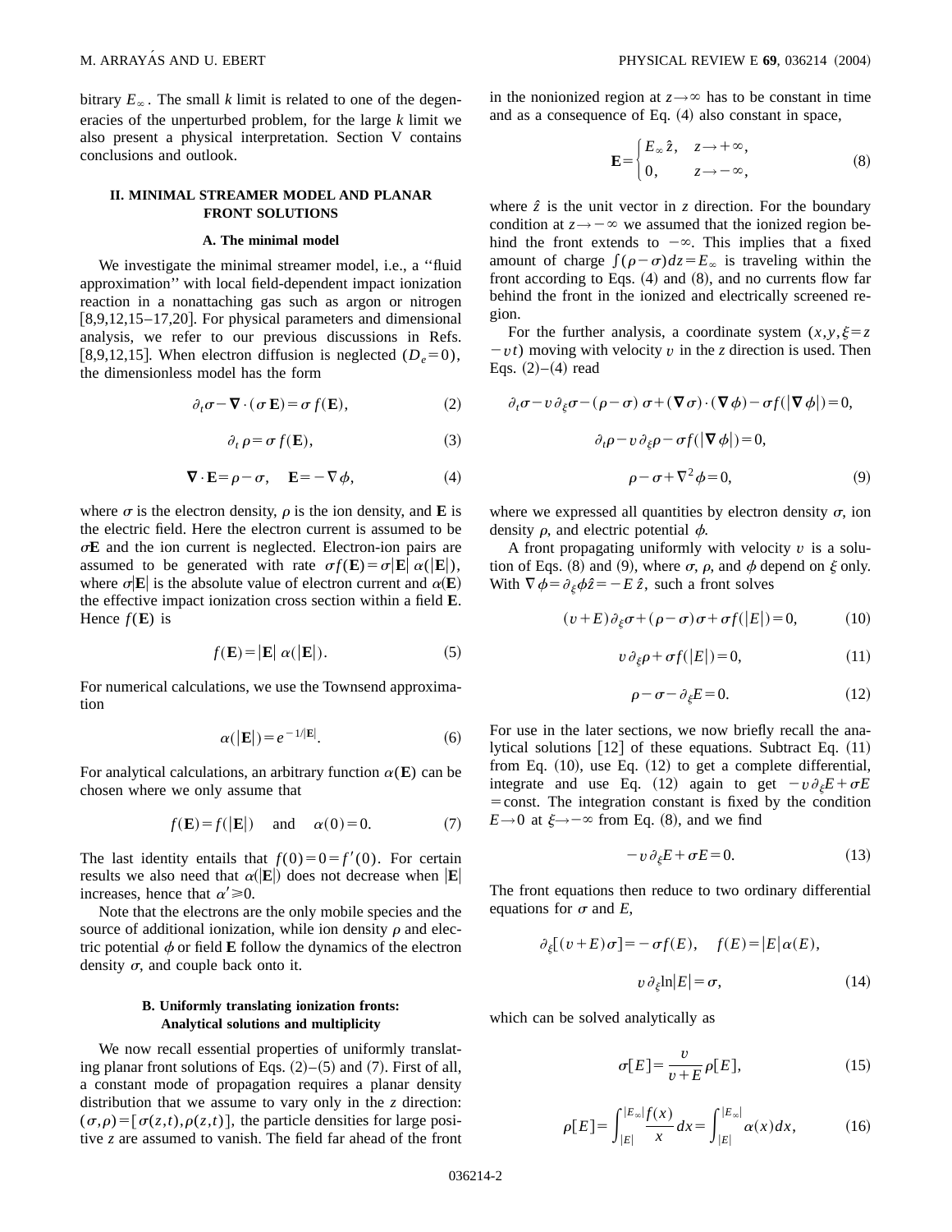bitrary $E_\infty$. The small $k$ limit is related to one of the degeneracies of the unperturbed problem, for the large $k$ limit we also present a physical interpretation. Section V contains conclusions and outlook.

## II. MINIMAL STREAMER MODEL AND PLANAR FRONT SOLUTIONS

### A. The minimal model

We investigate the minimal streamer model, i.e., a "fluid approximation" with local field-dependent impact ionization reaction in a nonattaching gas such as argon or nitrogen [8,9,12,15–17,20]. For physical parameters and dimensional analysis, we refer to our previous discussions in Refs. [8,9,12,15]. When electron diffusion is neglected ($D_e=0$), the dimensionless model has the form

$$\partial_t \sigma - \boldsymbol{\nabla}\cdot(\sigma\,\mathbf{E}) = \sigma\, f(\mathbf{E}), \tag{2}$$

$$\partial_t \rho = \sigma\, f(\mathbf{E}), \tag{3}$$

$$\boldsymbol{\nabla}\cdot\mathbf{E} = \rho - \sigma, \quad \mathbf{E} = -\nabla\phi, \tag{4}$$

where $\sigma$ is the electron density, $\rho$ is the ion density, and $\mathbf{E}$ is the electric field. Here the electron current is assumed to be $\sigma\mathbf{E}$ and the ion current is neglected. Electron-ion pairs are assumed to be generated with rate $\sigma f(\mathbf{E}) = \sigma|\mathbf{E}|\,\alpha(|\mathbf{E}|)$, where $\sigma|\mathbf{E}|$ is the absolute value of electron current and $\alpha(\mathbf{E})$ the effective impact ionization cross section within a field $\mathbf{E}$. Hence $f(\mathbf{E})$ is

$$f(\mathbf{E}) = |\mathbf{E}|\;\alpha(|\mathbf{E}|). \tag{5}$$

For numerical calculations, we use the Townsend approximation

$$\alpha(|\mathbf{E}|) = e^{-1/|\mathbf{E}|}. \tag{6}$$

For analytical calculations, an arbitrary function $\alpha(\mathbf{E})$ can be chosen where we only assume that

$$f(\mathbf{E}) = f(|\mathbf{E}|) \quad \text{and} \quad \alpha(0) = 0. \tag{7}$$

The last identity entails that $f(0)=0=f'(0)$. For certain results we also need that $\alpha(|\mathbf{E}|)$ does not decrease when $|\mathbf{E}|$ increases, hence that $\alpha' \geqslant 0$.

Note that the electrons are the only mobile species and the source of additional ionization, while ion density $\rho$ and electric potential $\phi$ or field $\mathbf{E}$ follow the dynamics of the electron density $\sigma$, and couple back onto it.

### B. Uniformly translating ionization fronts: Analytical solutions and multiplicity

We now recall essential properties of uniformly translating planar front solutions of Eqs. (2)–(5) and (7). First of all, a constant mode of propagation requires a planar density distribution that we assume to vary only in the $z$ direction: $(\sigma,\rho) = [\sigma(z,t),\rho(z,t)]$, the particle densities for large positive $z$ are assumed to vanish. The field far ahead of the front in the nonionized region at $z\to\infty$ has to be constant in time and as a consequence of Eq. (4) also constant in space,

$$\mathbf{E} = \begin{cases} E_\infty\,\hat{z}, & z\to+\infty, \\ 0, & z\to-\infty, \end{cases} \tag{8}$$

where $\hat{z}$ is the unit vector in $z$ direction. For the boundary condition at $z\to-\infty$ we assumed that the ionized region behind the front extends to $-\infty$. This implies that a fixed amount of charge $\int(\rho-\sigma)dz = E_\infty$ is traveling within the front according to Eqs. (4) and (8), and no currents flow far behind the front in the ionized and electrically screened region.

For the further analysis, a coordinate system $(x,y,\xi=z-vt)$ moving with velocity $v$ in the $z$ direction is used. Then Eqs. (2)–(4) read

$$\partial_t\sigma - v\,\partial_\xi\sigma - (\rho-\sigma)\,\sigma + (\boldsymbol{\nabla}\sigma)\cdot(\boldsymbol{\nabla}\phi) - \sigma f(|\boldsymbol{\nabla}\phi|) = 0,$$

$$\partial_t\rho - v\,\partial_\xi\rho - \sigma f(|\boldsymbol{\nabla}\phi|) = 0,$$

$$\rho - \sigma + \nabla^2\phi = 0, \tag{9}$$

where we expressed all quantities by electron density $\sigma$, ion density $\rho$, and electric potential $\phi$.

A front propagating uniformly with velocity $v$ is a solution of Eqs. (8) and (9), where $\sigma$, $\rho$, and $\phi$ depend on $\xi$ only. With $\nabla\phi = \partial_\xi\phi\,\hat{z} = -E\,\hat{z}$, such a front solves

$$(v+E)\,\partial_\xi\sigma + (\rho-\sigma)\sigma + \sigma f(|E|) = 0, \tag{10}$$

$$v\,\partial_\xi\rho + \sigma f(|E|) = 0, \tag{11}$$

$$\rho - \sigma - \partial_\xi E = 0. \tag{12}$$

For use in the later sections, we now briefly recall the analytical solutions [12] of these equations. Subtract Eq. (11) from Eq. (10), use Eq. (12) to get a complete differential, integrate and use Eq. (12) again to get $-v\,\partial_\xi E + \sigma E = \text{const}$. The integration constant is fixed by the condition $E\to 0$ at $\xi\to-\infty$ from Eq. (8), and we find

$$-v\,\partial_\xi E + \sigma E = 0. \tag{13}$$

The front equations then reduce to two ordinary differential equations for $\sigma$ and $E$,

$$\partial_\xi[(v+E)\sigma] = -\sigma f(E), \quad f(E) = |E|\,\alpha(E),$$

$$v\,\partial_\xi \ln|E| = \sigma, \tag{14}$$

which can be solved analytically as

$$\sigma[E] = \frac{v}{v+E}\,\rho[E], \tag{15}$$

$$\rho[E] = \int_{|E|}^{|E_\infty|} \frac{f(x)}{x}\,dx = \int_{|E|}^{|E_\infty|} \alpha(x)\,dx, \tag{16}$$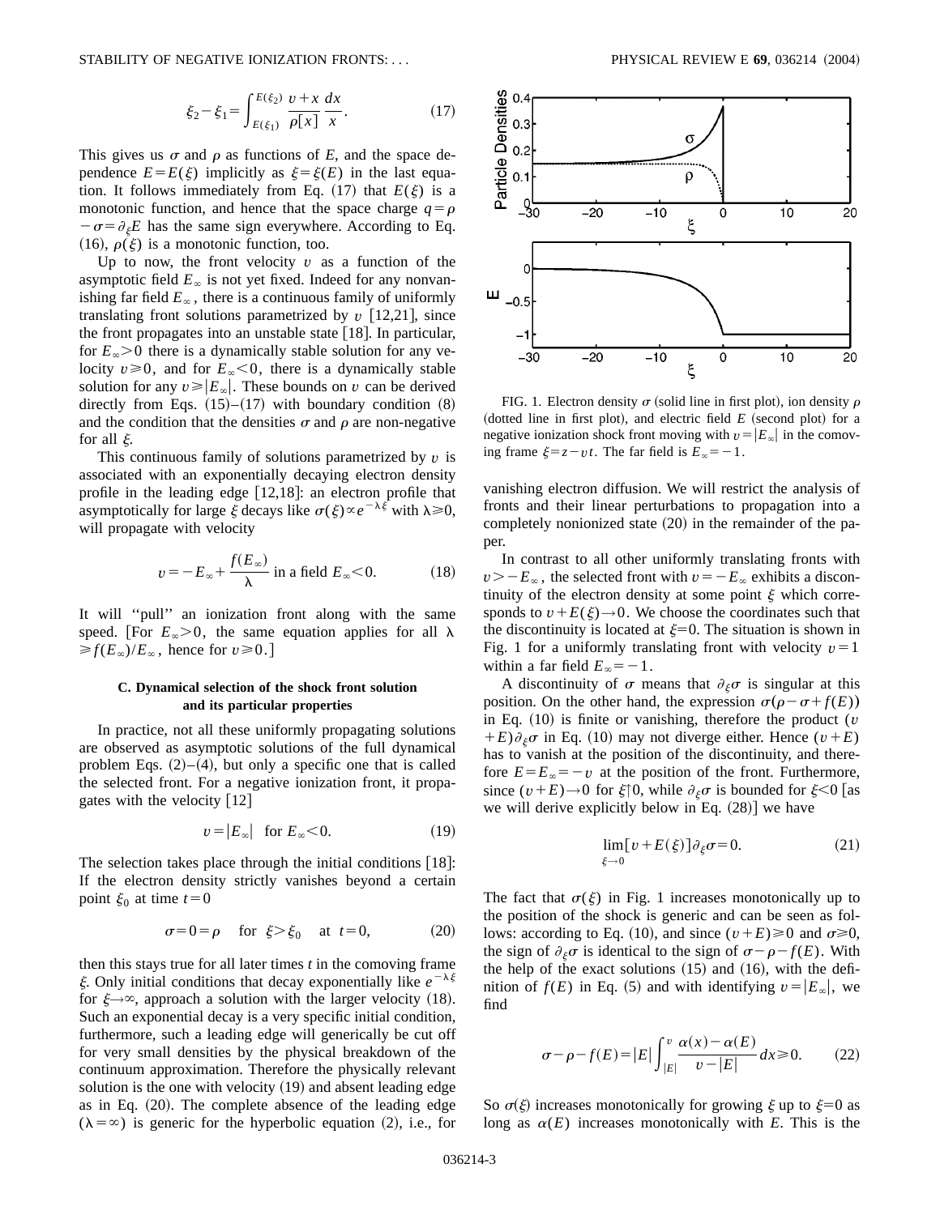$$\xi_2 - \xi_1 = \int_{E(\xi_1)}^{E(\xi_2)} \frac{v+x}{\rho[x]} \frac{dx}{x}. \tag{17}$$

This gives us $\sigma$ and $\rho$ as functions of $E$, and the space dependence $E=E(\xi)$ implicitly as $\xi=\xi(E)$ in the last equation. It follows immediately from Eq. (17) that $E(\xi)$ is a monotonic function, and hence that the space charge $q=\rho-\sigma=\partial_\xi E$ has the same sign everywhere. According to Eq. (16), $\rho(\xi)$ is a monotonic function, too.

Up to now, the front velocity $v$ as a function of the asymptotic field $E_\infty$ is not yet fixed. Indeed for any nonvanishing far field $E_\infty$, there is a continuous family of uniformly translating front solutions parametrized by $v$ [12,21], since the front propagates into an unstable state [18]. In particular, for $E_\infty>0$ there is a dynamically stable solution for any velocity $v\geq 0$, and for $E_\infty<0$, there is a dynamically stable solution for any $v\geq|E_\infty|$. These bounds on $v$ can be derived directly from Eqs. (15)–(17) with boundary condition (8) and the condition that the densities $\sigma$ and $\rho$ are non-negative for all $\xi$.

This continuous family of solutions parametrized by $v$ is associated with an exponentially decaying electron density profile in the leading edge [12,18]: an electron profile that asymptotically for large $\xi$ decays like $\sigma(\xi)\propto e^{-\lambda\xi}$ with $\lambda\geq 0$, will propagate with velocity

$$v = -E_\infty + \frac{f(E_\infty)}{\lambda} \text{ in a field } E_\infty<0. \tag{18}$$

It will "pull" an ionization front along with the same speed. [For $E_\infty>0$, the same equation applies for all $\lambda \geq f(E_\infty)/E_\infty$, hence for $v\geq 0$.]

### C. Dynamical selection of the shock front solution and its particular properties

In practice, not all these uniformly propagating solutions are observed as asymptotic solutions of the full dynamical problem Eqs. (2)–(4), but only a specific one that is called the selected front. For a negative ionization front, it propagates with the velocity [12]

$$v=|E_\infty| \quad \text{for } E_\infty<0. \tag{19}$$

The selection takes place through the initial conditions [18]: If the electron density strictly vanishes beyond a certain point $\xi_0$ at time $t=0$

$$\sigma=0=\rho \quad \text{for } \xi>\xi_0 \quad \text{at } t=0, \tag{20}$$

then this stays true for all later times $t$ in the comoving frame $\xi$. Only initial conditions that decay exponentially like $e^{-\lambda\xi}$ for $\xi\to\infty$, approach a solution with the larger velocity (18). Such an exponential decay is a very specific initial condition, furthermore, such a leading edge will generically be cut off for very small densities by the physical breakdown of the continuum approximation. Therefore the physically relevant solution is the one with velocity (19) and absent leading edge as in Eq. (20). The complete absence of the leading edge ($\lambda=\infty$) is generic for the hyperbolic equation (2), i.e., for vanishing electron diffusion. We will restrict the analysis of fronts and their linear perturbations to propagation into a completely nonionized state (20) in the remainder of the paper.

FIG. 1. Electron density $\sigma$ (solid line in first plot), ion density $\rho$ (dotted line in first plot), and electric field $E$ (second plot) for a negative ionization shock front moving with $v=|E_\infty|$ in the comoving frame $\xi=z-vt$. The far field is $E_\infty=-1$.

In contrast to all other uniformly translating fronts with $v>-E_\infty$, the selected front with $v=-E_\infty$ exhibits a discontinuity of the electron density at some point $\xi$ which corresponds to $v+E(\xi)\to 0$. We choose the coordinates such that the discontinuity is located at $\xi=0$. The situation is shown in Fig. 1 for a uniformly translating front with velocity $v=1$ within a far field $E_\infty=-1$.

A discontinuity of $\sigma$ means that $\partial_\xi\sigma$ is singular at this position. On the other hand, the expression $\sigma(\rho-\sigma+f(E))$ in Eq. (10) is finite or vanishing, therefore the product $(v+E)\partial_\xi\sigma$ in Eq. (10) may not diverge either. Hence $(v+E)$ has to vanish at the position of the discontinuity, and therefore $E=E_\infty=-v$ at the position of the front. Furthermore, since $(v+E)\to 0$ for $\xi\uparrow 0$, while $\partial_\xi\sigma$ is bounded for $\xi<0$ [as we will derive explicitly below in Eq. (28)] we have

$$\lim_{\xi\to 0}[v+E(\xi)]\partial_\xi\sigma = 0. \tag{21}$$

The fact that $\sigma(\xi)$ in Fig. 1 increases monotonically up to the position of the shock is generic and can be seen as follows: according to Eq. (10), and since $(v+E)\geq 0$ and $\sigma\geq 0$, the sign of $\partial_\xi\sigma$ is identical to the sign of $\sigma-\rho-f(E)$. With the help of the exact solutions (15) and (16), with the definition of $f(E)$ in Eq. (5) and with identifying $v=|E_\infty|$, we find

$$\sigma-\rho-f(E) = |E| \int_{|E|}^{v} \frac{\alpha(x)-\alpha(E)}{v-|E|}\, dx \geq 0. \tag{22}$$

So $\sigma(\xi)$ increases monotonically for growing $\xi$ up to $\xi=0$ as long as $\alpha(E)$ increases monotonically with $E$. This is the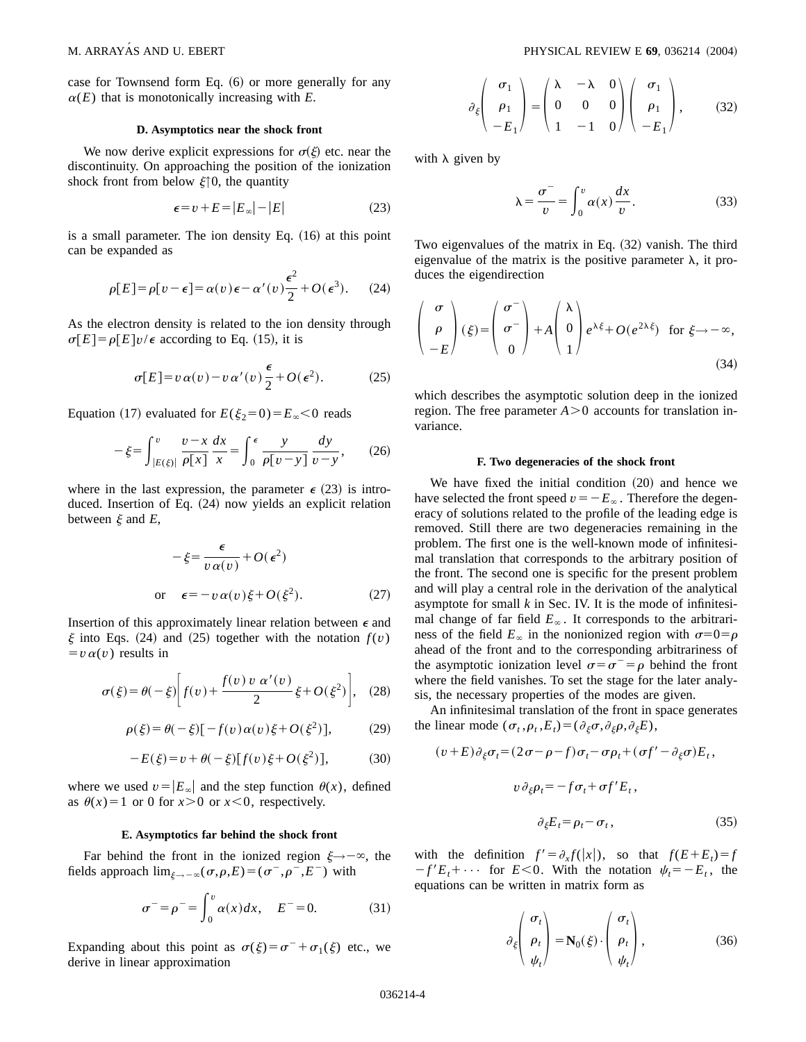case for Townsend form Eq. (6) or more generally for any $\alpha(E)$ that is monotonically increasing with $E$.

### D. Asymptotics near the shock front

We now derive explicit expressions for $\sigma(\xi)$ etc. near the discontinuity. On approaching the position of the ionization shock front from below $\xi\uparrow 0$, the quantity

$$\epsilon = v + E = |E_\infty| - |E| \tag{23}$$

is a small parameter. The ion density Eq. (16) at this point can be expanded as

$$\rho[E] = \rho[v-\epsilon] = \alpha(v)\epsilon - \alpha'(v)\frac{\epsilon^2}{2} + O(\epsilon^3). \tag{24}$$

As the electron density is related to the ion density through $\sigma[E] = \rho[E]v/\epsilon$ according to Eq. (15), it is

$$\sigma[E] = v\,\alpha(v) - v\,\alpha'(v)\frac{\epsilon}{2} + O(\epsilon^2). \tag{25}$$

Equation (17) evaluated for $E(\xi_2=0) = E_\infty < 0$ reads

$$-\xi = \int_{|E(\xi)|}^{v} \frac{v-x}{\rho[x]}\frac{dx}{x} = \int_0^{\epsilon} \frac{y}{\rho[v-y]}\frac{dy}{v-y}, \tag{26}$$

where in the last expression, the parameter $\epsilon$ (23) is introduced. Insertion of Eq. (24) now yields an explicit relation between $\xi$ and $E$,

$$-\xi = \frac{\epsilon}{v\,\alpha(v)} + O(\epsilon^2)$$

$$\text{or}\quad \epsilon = -v\,\alpha(v)\xi + O(\xi^2). \tag{27}$$

Insertion of this approximately linear relation between $\epsilon$ and $\xi$ into Eqs. (24) and (25) together with the notation $f(v) = v\,\alpha(v)$ results in

$$\sigma(\xi) = \theta(-\xi)\left[ f(v) + \frac{f(v)\,v\,\alpha'(v)}{2}\xi + O(\xi^2)\right], \tag{28}$$

$$\rho(\xi) = \theta(-\xi)[-f(v)\alpha(v)\xi + O(\xi^2)], \tag{29}$$

$$-E(\xi) = v + \theta(-\xi)[f(v)\xi + O(\xi^2)], \tag{30}$$

where we used $v = |E_\infty|$ and the step function $\theta(x)$, defined as $\theta(x)=1$ or 0 for $x>0$ or $x<0$, respectively.

### E. Asymptotics far behind the shock front

Far behind the front in the ionized region $\xi\to-\infty$, the fields approach $\lim_{\xi\to-\infty}(\sigma,\rho,E) = (\sigma^-,\rho^-,E^-)$ with

$$\sigma^- = \rho^- = \int_0^v \alpha(x)dx, \quad E^- = 0. \tag{31}$$

Expanding about this point as $\sigma(\xi) = \sigma^- + \sigma_1(\xi)$ etc., we derive in linear approximation

$$\partial_\xi \begin{pmatrix} \sigma_1 \\ \rho_1 \\ -E_1 \end{pmatrix} = \begin{pmatrix} \lambda & -\lambda & 0 \\ 0 & 0 & 0 \\ 1 & -1 & 0 \end{pmatrix} \begin{pmatrix} \sigma_1 \\ \rho_1 \\ -E_1 \end{pmatrix}, \tag{32}$$

with $\lambda$ given by

$$\lambda = \frac{\sigma^-}{v} = \int_0^v \alpha(x)\frac{dx}{v}. \tag{33}$$

Two eigenvalues of the matrix in Eq. (32) vanish. The third eigenvalue of the matrix is the positive parameter $\lambda$, it produces the eigendirection

$$\begin{pmatrix} \sigma \\ \rho \\ -E \end{pmatrix}(\xi) = \begin{pmatrix} \sigma^- \\ \sigma^- \\ 0 \end{pmatrix} + A\begin{pmatrix} \lambda \\ 0 \\ 1 \end{pmatrix} e^{\lambda\xi} + O(e^{2\lambda\xi}) \quad \text{for } \xi\to-\infty, \tag{34}$$

which describes the asymptotic solution deep in the ionized region. The free parameter $A>0$ accounts for translation invariance.

### F. Two degeneracies of the shock front

We have fixed the initial condition (20) and hence we have selected the front speed $v=-E_\infty$. Therefore the degeneracy of solutions related to the profile of the leading edge is removed. Still there are two degeneracies remaining in the problem. The first one is the well-known mode of infinitesimal translation that corresponds to the arbitrary position of the front. The second one is specific for the present problem and will play a central role in the derivation of the analytical asymptote for small $k$ in Sec. IV. It is the mode of infinitesimal change of far field $E_\infty$. It corresponds to the arbitrariness of the field $E_\infty$ in the nonionized region with $\sigma=0=\rho$ ahead of the front and to the corresponding arbitrariness of the asymptotic ionization level $\sigma=\sigma^-=\rho$ behind the front where the field vanishes. To set the stage for the later analysis, the necessary properties of the modes are given.

An infinitesimal translation of the front in space generates the linear mode $(\sigma_t,\rho_t,E_t) = (\partial_\xi\sigma,\partial_\xi\rho,\partial_\xi E)$,

$$(v+E)\partial_\xi\sigma_t = (2\sigma-\rho-f)\sigma_t - \sigma\rho_t + (\sigma f' - \partial_\xi\sigma)E_t,$$

$$v\,\partial_\xi\rho_t = -f\sigma_t + \sigma f' E_t,$$

$$\partial_\xi E_t = \rho_t - \sigma_t, \tag{35}$$

with the definition $f' = \partial_x f(|x|)$, so that $f(E+E_t) = f - f'E_t + \cdots$ for $E<0$. With the notation $\psi_t = -E_t$, the equations can be written in matrix form as

$$\partial_\xi \begin{pmatrix} \sigma_t \\ \rho_t \\ \psi_t \end{pmatrix} = \mathbf{N}_0(\xi)\cdot \begin{pmatrix} \sigma_t \\ \rho_t \\ \psi_t \end{pmatrix}, \tag{36}$$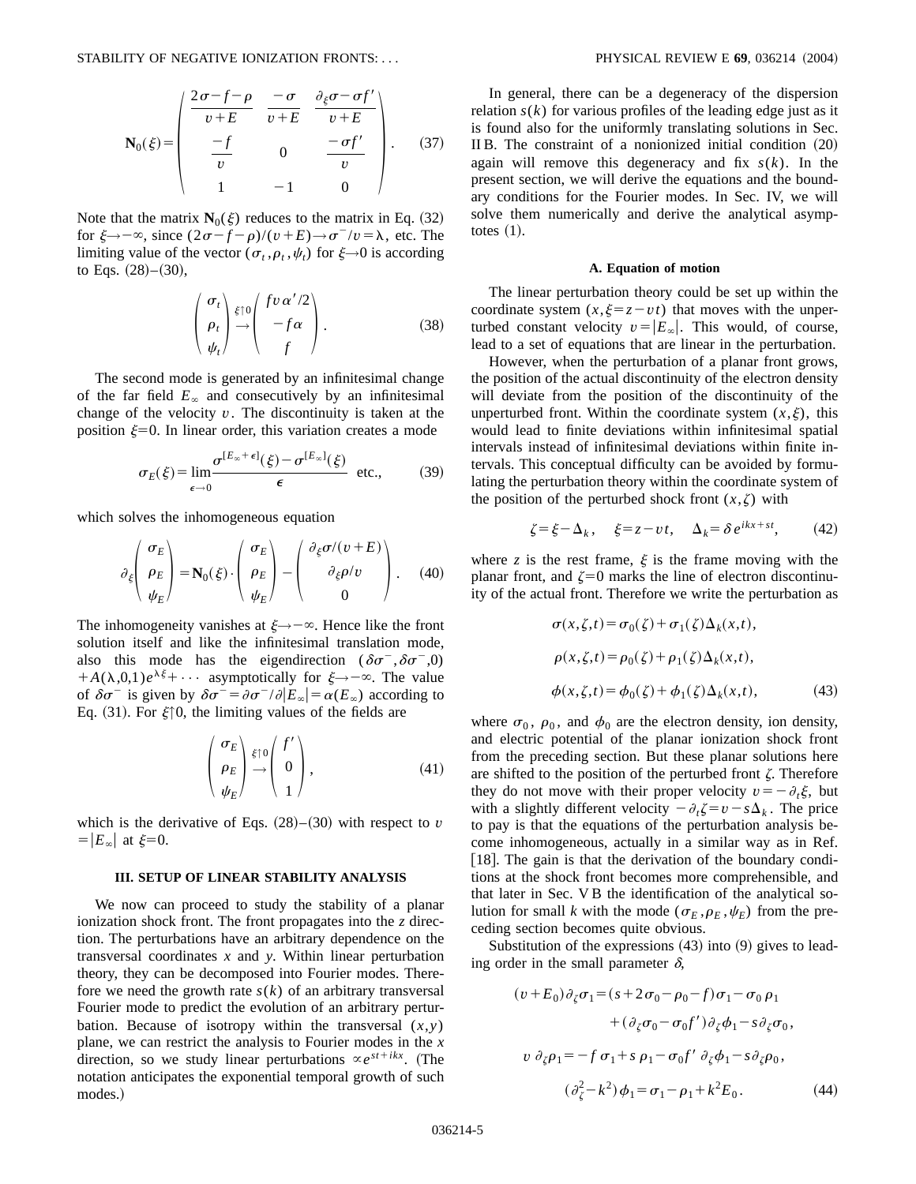$$
\mathbf{N}_0(\xi)=\begin{pmatrix} \dfrac{2\sigma-f-\rho}{v+E} & \dfrac{-\sigma}{v+E} & \dfrac{\partial_\xi\sigma-\sigma f'}{v+E} \\ \dfrac{-f}{v} & 0 & \dfrac{-\sigma f'}{v} \\ 1 & -1 & 0 \end{pmatrix}. \tag{37}
$$

Note that the matrix $\mathbf{N}_0(\xi)$ reduces to the matrix in Eq. (32) for $\xi\to-\infty$, since $(2\sigma-f-\rho)/(v+E)\to\sigma^-/v=\lambda$, etc. The limiting value of the vector $(\sigma_t,\rho_t,\psi_t)$ for $\xi\to 0$ is according to Eqs. (28)–(30),

$$
\begin{pmatrix} \sigma_t \\ \rho_t \\ \psi_t \end{pmatrix} \overset{\xi\uparrow 0}{\to} \begin{pmatrix} fv\alpha'/2 \\ -f\alpha \\ f \end{pmatrix}. \tag{38}
$$

The second mode is generated by an infinitesimal change of the far field $E_\infty$ and consecutively by an infinitesimal change of the velocity $v$. The discontinuity is taken at the position $\xi=0$. In linear order, this variation creates a mode

$$
\sigma_E(\xi)=\lim_{\epsilon\to 0}\frac{\sigma^{[E_\infty+\epsilon]}(\xi)-\sigma^{[E_\infty]}(\xi)}{\epsilon} \quad \text{etc.}, \tag{39}
$$

which solves the inhomogeneous equation

$$
\partial_\xi\begin{pmatrix} \sigma_E \\ \rho_E \\ \psi_E \end{pmatrix}=\mathbf{N}_0(\xi)\cdot\begin{pmatrix} \sigma_E \\ \rho_E \\ \psi_E \end{pmatrix}-\begin{pmatrix} \partial_\xi\sigma/(v+E) \\ \partial_\xi\rho/v \\ 0 \end{pmatrix}. \tag{40}
$$

The inhomogeneity vanishes at $\xi\to-\infty$. Hence like the front solution itself and like the infinitesimal translation mode, also this mode has the eigendirection $(\delta\sigma^-,\delta\sigma^-,0)+A(\lambda,0,1)e^{\lambda\xi}+\cdots$ asymptotically for $\xi\to-\infty$. The value of $\delta\sigma^-$ is given by $\delta\sigma^-=\partial\sigma^-/\partial|E_\infty|=\alpha(E_\infty)$ according to Eq. (31). For $\xi\uparrow 0$, the limiting values of the fields are

$$
\begin{pmatrix} \sigma_E \\ \rho_E \\ \psi_E \end{pmatrix} \overset{\xi\uparrow 0}{\to} \begin{pmatrix} f' \\ 0 \\ 1 \end{pmatrix}, \tag{41}
$$

which is the derivative of Eqs. (28)–(30) with respect to $v=|E_\infty|$ at $\xi=0$.

## III. SETUP OF LINEAR STABILITY ANALYSIS

We now can proceed to study the stability of a planar ionization shock front. The front propagates into the $z$ direction. The perturbations have an arbitrary dependence on the transversal coordinates $x$ and $y$. Within linear perturbation theory, they can be decomposed into Fourier modes. Therefore we need the growth rate $s(k)$ of an arbitrary transversal Fourier mode to predict the evolution of an arbitrary perturbation. Because of isotropy within the transversal $(x,y)$ plane, we can restrict the analysis to Fourier modes in the $x$ direction, so we study linear perturbations $\propto e^{st+ikx}$. (The notation anticipates the exponential temporal growth of such modes.)

In general, there can be a degeneracy of the dispersion relation $s(k)$ for various profiles of the leading edge just as it is found also for the uniformly translating solutions in Sec. II B. The constraint of a nonionized initial condition (20) again will remove this degeneracy and fix $s(k)$. In the present section, we will derive the equations and the boundary conditions for the Fourier modes. In Sec. IV, we will solve them numerically and derive the analytical asymptotes (1).

### A. Equation of motion

The linear perturbation theory could be set up within the coordinate system $(x,\xi=z-vt)$ that moves with the unperturbed constant velocity $v=|E_\infty|$. This would, of course, lead to a set of equations that are linear in the perturbation.

However, when the perturbation of a planar front grows, the position of the actual discontinuity of the electron density will deviate from the position of the discontinuity of the unperturbed front. Within the coordinate system $(x,\xi)$, this would lead to finite deviations within infinitesimal spatial intervals instead of infinitesimal deviations within finite intervals. This conceptual difficulty can be avoided by formulating the perturbation theory within the coordinate system of the position of the perturbed shock front $(x,\zeta)$ with

$$
\zeta=\xi-\Delta_k,\quad \xi=z-vt,\quad \Delta_k=\delta\, e^{ikx+st}, \tag{42}
$$

where $z$ is the rest frame, $\xi$ is the frame moving with the planar front, and $\zeta=0$ marks the line of electron discontinuity of the actual front. Therefore we write the perturbation as

$$
\begin{aligned}
\sigma(x,\zeta,t)&=\sigma_0(\zeta)+\sigma_1(\zeta)\Delta_k(x,t),\\
\rho(x,\zeta,t)&=\rho_0(\zeta)+\rho_1(\zeta)\Delta_k(x,t),\\
\phi(x,\zeta,t)&=\phi_0(\zeta)+\phi_1(\zeta)\Delta_k(x,t),
\end{aligned} \tag{43}
$$

where $\sigma_0$, $\rho_0$, and $\phi_0$ are the electron density, ion density, and electric potential of the planar ionization shock front from the preceding section. But these planar solutions here are shifted to the position of the perturbed front $\zeta$. Therefore they do not move with their proper velocity $v=-\partial_t\xi$, but with a slightly different velocity $-\partial_t\zeta=v-s\Delta_k$. The price to pay is that the equations of the perturbation analysis become inhomogeneous, actually in a similar way as in Ref. [18]. The gain is that the derivation of the boundary conditions at the shock front becomes more comprehensible, and that later in Sec. V B the identification of the analytical solution for small $k$ with the mode $(\sigma_E,\rho_E,\psi_E)$ from the preceding section becomes quite obvious.

Substitution of the expressions (43) into (9) gives to leading order in the small parameter $\delta$,

$$
\begin{aligned}
(v+E_0)\partial_\zeta\sigma_1&=(s+2\sigma_0-\rho_0-f)\sigma_1-\sigma_0\,\rho_1\\
&\quad+(\partial_\zeta\sigma_0-\sigma_0 f')\partial_\zeta\phi_1-s\partial_\zeta\sigma_0,\\
v\,\partial_\zeta\rho_1&=-f\,\sigma_1+s\,\rho_1-\sigma_0 f'\,\partial_\zeta\phi_1-s\partial_\zeta\rho_0,\\
(\partial_\zeta^2-k^2)\phi_1&=\sigma_1-\rho_1+k^2E_0.
\end{aligned} \tag{44}
$$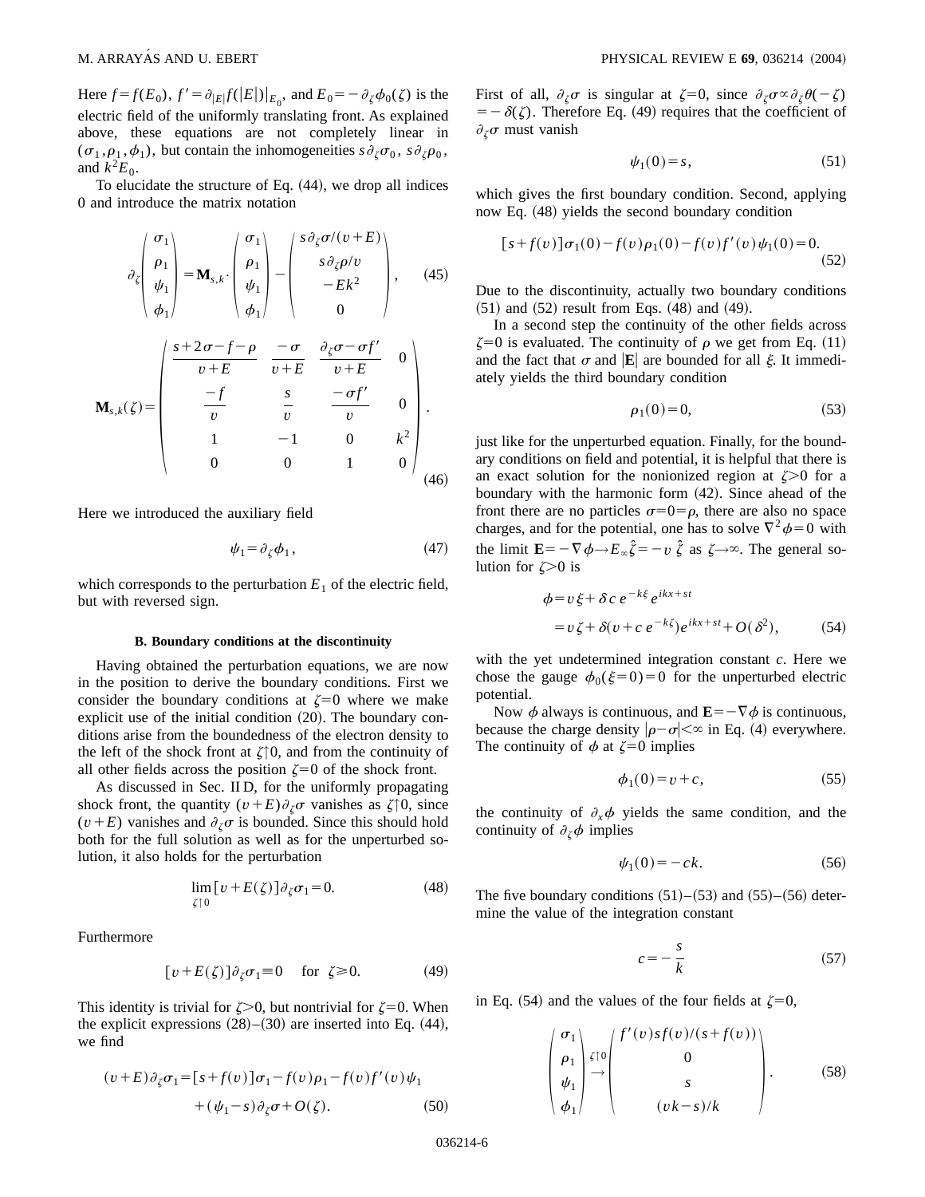Here $f=f(E_0)$, $f'=\partial_{|E|}f(|E|)\big|_{E_0}$, and $E_0=-\partial_\zeta\phi_0(\zeta)$ is the electric field of the uniformly translating front. As explained above, these equations are not completely linear in $(\sigma_1,\rho_1,\phi_1)$, but contain the inhomogeneities $s\partial_\zeta\sigma_0$, $s\partial_\zeta\rho_0$, and $k^2E_0$.

To elucidate the structure of Eq. (44), we drop all indices 0 and introduce the matrix notation

$$\partial_\zeta\begin{pmatrix}\sigma_1\\ \rho_1\\ \psi_1\\ \phi_1\end{pmatrix}=\mathbf{M}_{s,k}\cdot\begin{pmatrix}\sigma_1\\ \rho_1\\ \psi_1\\ \phi_1\end{pmatrix}-\begin{pmatrix}s\partial_\zeta\sigma/(v+E)\\ s\partial_\zeta\rho/v\\ -Ek^2\\ 0\end{pmatrix},\tag{45}$$

$$\mathbf{M}_{s,k}(\zeta)=\begin{pmatrix}\dfrac{s+2\sigma-f-\rho}{v+E} & \dfrac{-\sigma}{v+E} & \dfrac{\partial_\zeta\sigma-\sigma f'}{v+E} & 0\\ \dfrac{-f}{v} & \dfrac{s}{v} & \dfrac{-\sigma f'}{v} & 0\\ 1 & -1 & 0 & k^2\\ 0 & 0 & 1 & 0\end{pmatrix}.\tag{46}$$

Here we introduced the auxiliary field

$$\psi_1=\partial_\zeta\phi_1,\tag{47}$$

which corresponds to the perturbation $E_1$ of the electric field, but with reversed sign.

### B. Boundary conditions at the discontinuity

Having obtained the perturbation equations, we are now in the position to derive the boundary conditions. First we consider the boundary conditions at $\zeta=0$ where we make explicit use of the initial condition (20). The boundary conditions arise from the boundedness of the electron density to the left of the shock front at $\zeta\uparrow 0$, and from the continuity of all other fields across the position $\zeta=0$ of the shock front.

As discussed in Sec. II D, for the uniformly propagating shock front, the quantity $(v+E)\partial_\zeta\sigma$ vanishes as $\zeta\uparrow 0$, since $(v+E)$ vanishes and $\partial_\zeta\sigma$ is bounded. Since this should hold both for the full solution as well as for the unperturbed solution, it also holds for the perturbation

$$\lim_{\zeta\uparrow 0}[v+E(\zeta)]\partial_\zeta\sigma_1=0.\tag{48}$$

Furthermore

$$[v+E(\zeta)]\partial_\zeta\sigma_1\equiv 0\quad\text{for}\quad \zeta\geqslant 0.\tag{49}$$

This identity is trivial for $\zeta>0$, but nontrivial for $\zeta=0$. When the explicit expressions (28)–(30) are inserted into Eq. (44), we find

$$(v+E)\partial_\zeta\sigma_1=[s+f(v)]\sigma_1-f(v)\rho_1-f(v)f'(v)\psi_1+(\psi_1-s)\partial_\zeta\sigma+O(\zeta).\tag{50}$$

First of all, $\partial_\zeta\sigma$ is singular at $\zeta=0$, since $\partial_\zeta\sigma\propto\partial_\zeta\theta(-\zeta)=-\delta(\zeta)$. Therefore Eq. (49) requires that the coefficient of $\partial_\zeta\sigma$ must vanish

$$\psi_1(0)=s,\tag{51}$$

which gives the first boundary condition. Second, applying now Eq. (48) yields the second boundary condition

$$[s+f(v)]\sigma_1(0)-f(v)\rho_1(0)-f(v)f'(v)\psi_1(0)=0.\tag{52}$$

Due to the discontinuity, actually two boundary conditions (51) and (52) result from Eqs. (48) and (49).

In a second step the continuity of the other fields across $\zeta=0$ is evaluated. The continuity of $\rho$ we get from Eq. (11) and the fact that $\sigma$ and $|\mathbf{E}|$ are bounded for all $\xi$. It immediately yields the third boundary condition

$$\rho_1(0)=0,\tag{53}$$

just like for the unperturbed equation. Finally, for the boundary conditions on field and potential, it is helpful that there is an exact solution for the nonionized region at $\zeta>0$ for a boundary with the harmonic form (42). Since ahead of the front there are no particles $\sigma=0=\rho$, there are also no space charges, and for the potential, one has to solve $\nabla^2\phi=0$ with the limit $\mathbf{E}=-\nabla\phi\to E_\infty\hat{\zeta}=-v\,\hat{\zeta}$ as $\zeta\to\infty$. The general solution for $\zeta>0$ is

$$\begin{aligned}\phi&=v\xi+\delta c\,e^{-k\xi}e^{ikx+st}\\ &=v\zeta+\delta(v+c\,e^{-k\zeta})e^{ikx+st}+O(\delta^2),\end{aligned}\tag{54}$$

with the yet undetermined integration constant $c$. Here we chose the gauge $\phi_0(\xi=0)=0$ for the unperturbed electric potential.

Now $\phi$ always is continuous, and $\mathbf{E}=-\nabla\phi$ is continuous, because the charge density $|\rho-\sigma|<\infty$ in Eq. (4) everywhere. The continuity of $\phi$ at $\zeta=0$ implies

$$\phi_1(0)=v+c,\tag{55}$$

the continuity of $\partial_x\phi$ yields the same condition, and the continuity of $\partial_\zeta\phi$ implies

$$\psi_1(0)=-ck.\tag{56}$$

The five boundary conditions (51)–(53) and (55)–(56) determine the value of the integration constant

$$c=-\frac{s}{k}\tag{57}$$

in Eq. (54) and the values of the four fields at $\zeta=0$,

$$\begin{pmatrix}\sigma_1\\ \rho_1\\ \psi_1\\ \phi_1\end{pmatrix}\overset{\zeta\uparrow 0}{\to}\begin{pmatrix}f'(v)sf(v)/(s+f(v))\\ 0\\ s\\ (vk-s)/k\end{pmatrix}.\tag{58}$$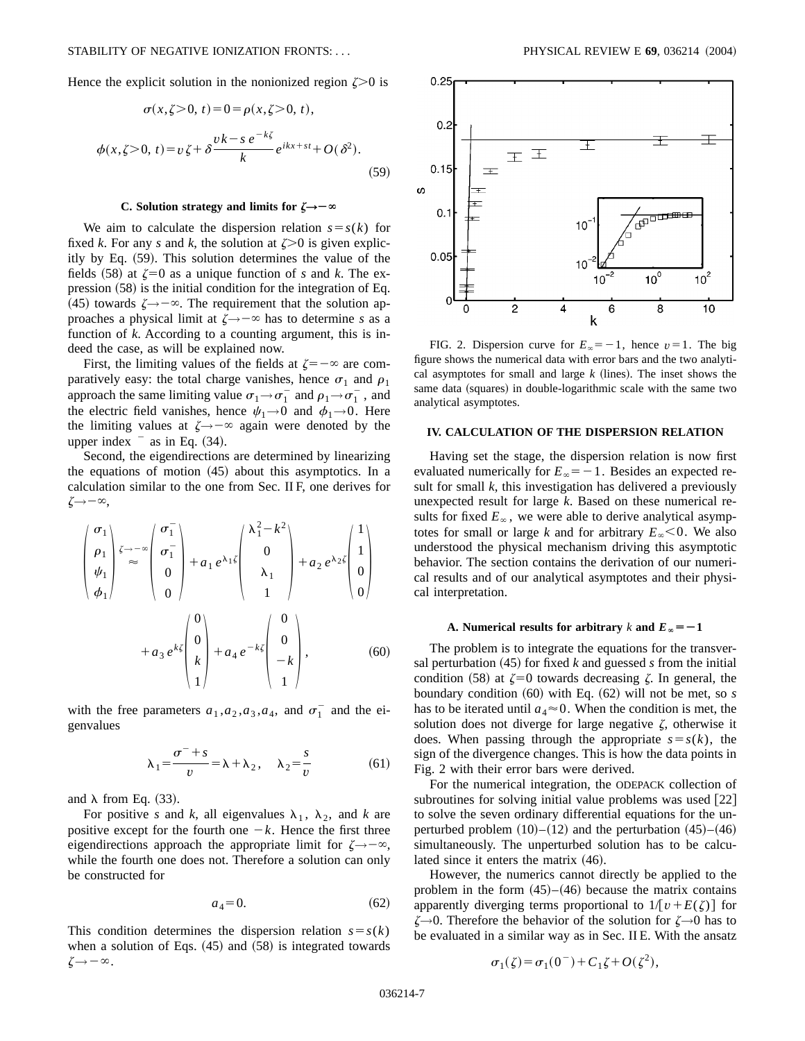Hence the explicit solution in the nonionized region $\zeta>0$ is

$$\sigma(x,\zeta>0,t)=0=\rho(x,\zeta>0,t),$$

$$\phi(x,\zeta>0,t)=v\zeta+\delta\frac{vk-s\,e^{-k\zeta}}{k}e^{ikx+st}+O(\delta^2). \tag{59}$$

### C. Solution strategy and limits for $\zeta\rightarrow-\infty$

We aim to calculate the dispersion relation $s=s(k)$ for fixed $k$. For any $s$ and $k$, the solution at $\zeta>0$ is given explicitly by Eq. (59). This solution determines the value of the fields (58) at $\zeta=0$ as a unique function of $s$ and $k$. The expression (58) is the initial condition for the integration of Eq. (45) towards $\zeta\rightarrow-\infty$. The requirement that the solution approaches a physical limit at $\zeta\rightarrow-\infty$ has to determine $s$ as a function of $k$. According to a counting argument, this is indeed the case, as will be explained now.

First, the limiting values of the fields at $\zeta=-\infty$ are comparatively easy: the total charge vanishes, hence $\sigma_1$ and $\rho_1$ approach the same limiting value $\sigma_1\rightarrow\sigma_1^-$ and $\rho_1\rightarrow\sigma_1^-$, and the electric field vanishes, hence $\psi_1\rightarrow0$ and $\phi_1\rightarrow0$. Here the limiting values at $\zeta\rightarrow-\infty$ again were denoted by the upper index $^-$ as in Eq. (34).

Second, the eigendirections are determined by linearizing the equations of motion (45) about this asymptotics. In a calculation similar to the one from Sec. II F, one derives for $\zeta\rightarrow-\infty$,

$$\begin{pmatrix}\sigma_1\\ \rho_1\\ \psi_1\\ \phi_1\end{pmatrix}\overset{\zeta\rightarrow-\infty}{\approx}\begin{pmatrix}\sigma_1^-\\ \sigma_1^-\\ 0\\ 0\end{pmatrix}+a_1e^{\lambda_1\zeta}\begin{pmatrix}\lambda_1^2-k^2\\ 0\\ \lambda_1\\ 1\end{pmatrix}+a_2e^{\lambda_2\zeta}\begin{pmatrix}1\\ 1\\ 0\\ 0\end{pmatrix}$$

$$+a_3e^{k\zeta}\begin{pmatrix}0\\ 0\\ k\\ 1\end{pmatrix}+a_4e^{-k\zeta}\begin{pmatrix}0\\ 0\\ -k\\ 1\end{pmatrix}, \tag{60}$$

with the free parameters $a_1,a_2,a_3,a_4$, and $\sigma_1^-$ and the eigenvalues

$$\lambda_1=\frac{\sigma^-+s}{v}=\lambda+\lambda_2,\quad \lambda_2=\frac{s}{v} \tag{61}$$

and $\lambda$ from Eq. (33).

For positive $s$ and $k$, all eigenvalues $\lambda_1$, $\lambda_2$, and $k$ are positive except for the fourth one $-k$. Hence the first three eigendirections approach the appropriate limit for $\zeta\rightarrow-\infty$, while the fourth one does not. Therefore a solution can only be constructed for

$$a_4=0. \tag{62}$$

This condition determines the dispersion relation $s=s(k)$ when a solution of Eqs. (45) and (58) is integrated towards $\zeta\rightarrow-\infty$.

FIG. 2. Dispersion curve for $E_\infty=-1$, hence $v=1$. The big figure shows the numerical data with error bars and the two analytical asymptotes for small and large $k$ (lines). The inset shows the same data (squares) in double-logarithmic scale with the same two analytical asymptotes.

## IV. CALCULATION OF THE DISPERSION RELATION

Having set the stage, the dispersion relation is now first evaluated numerically for $E_\infty=-1$. Besides an expected result for small $k$, this investigation has delivered a previously unexpected result for large $k$. Based on these numerical results for fixed $E_\infty$, we were able to derive analytical asymptotes for small or large $k$ and for arbitrary $E_\infty<0$. We also understood the physical mechanism driving this asymptotic behavior. The section contains the derivation of our numerical results and of our analytical asymptotes and their physical interpretation.

### A. Numerical results for arbitrary $k$ and $E_\infty=-1$

The problem is to integrate the equations for the transversal perturbation (45) for fixed $k$ and guessed $s$ from the initial condition (58) at $\zeta=0$ towards decreasing $\zeta$. In general, the boundary condition (60) with Eq. (62) will not be met, so $s$ has to be iterated until $a_4\approx0$. When the condition is met, the solution does not diverge for large negative $\zeta$, otherwise it does. When passing through the appropriate $s=s(k)$, the sign of the divergence changes. This is how the data points in Fig. 2 with their error bars were derived.

For the numerical integration, the ODEPACK collection of subroutines for solving initial value problems was used [22] to solve the seven ordinary differential equations for the unperturbed problem (10)–(12) and the perturbation (45)–(46) simultaneously. The unperturbed solution has to be calculated since it enters the matrix (46).

However, the numerics cannot directly be applied to the problem in the form (45)–(46) because the matrix contains apparently diverging terms proportional to $1/[v+E(\zeta)]$ for $\zeta\rightarrow0$. Therefore the behavior of the solution for $\zeta\rightarrow0$ has to be evaluated in a similar way as in Sec. II E. With the ansatz

$$\sigma_1(\zeta)=\sigma_1(0^-)+C_1\zeta+O(\zeta^2),$$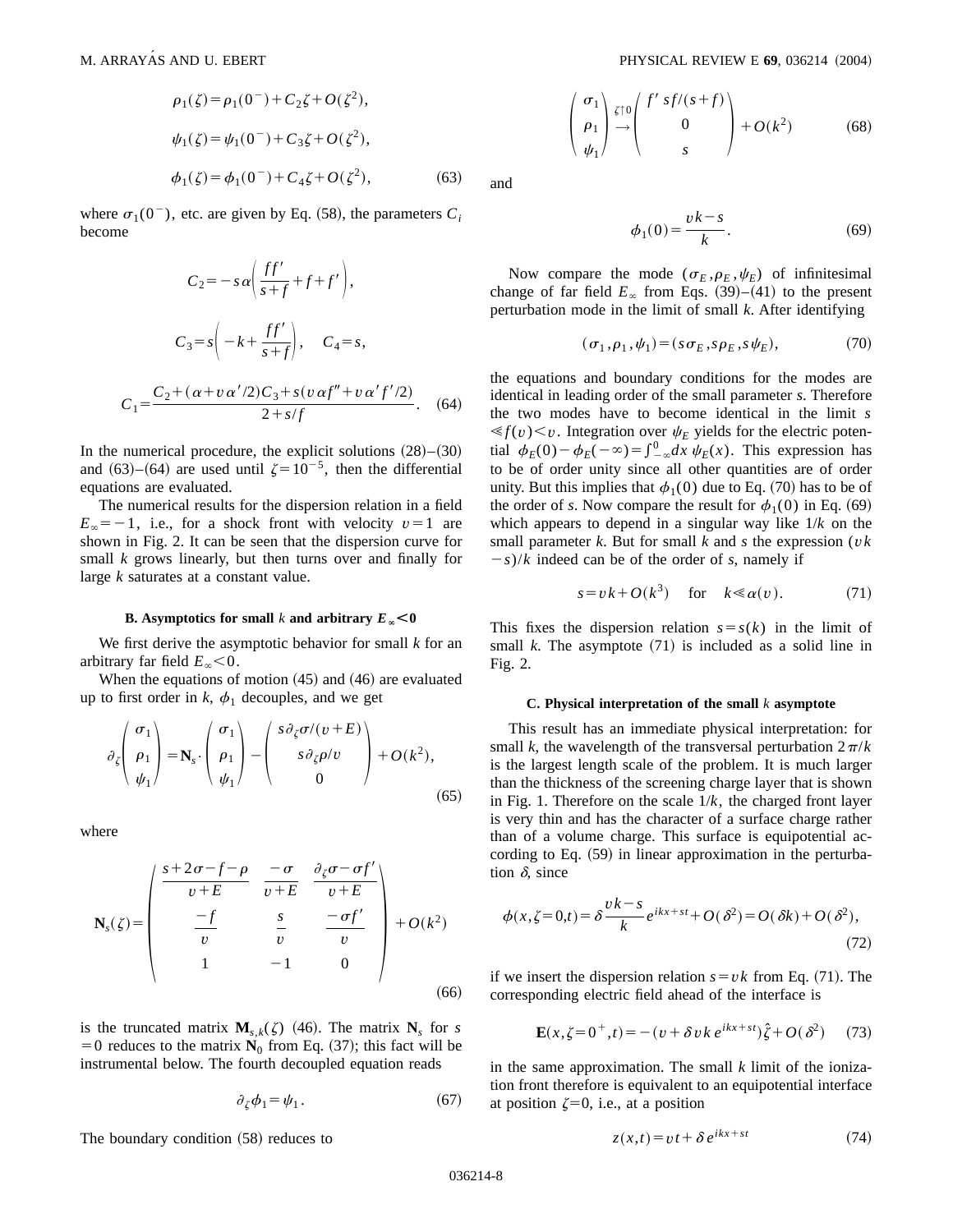$$\rho_1(\zeta) = \rho_1(0^-) + C_2\zeta + O(\zeta^2),$$

$$\psi_1(\zeta) = \psi_1(0^-) + C_3\zeta + O(\zeta^2),$$

$$\phi_1(\zeta) = \phi_1(0^-) + C_4\zeta + O(\zeta^2), \tag{63}$$

where $\sigma_1(0^-)$, etc. are given by Eq. (58), the parameters $C_i$ become

$$C_2 = -s\alpha\left(\frac{ff'}{s+f} + f + f'\right),$$

$$C_3 = s\left(-k + \frac{ff'}{s+f}\right), \quad C_4 = s,$$

$$C_1 = \frac{C_2 + (\alpha + v\alpha'/2)C_3 + s(v\alpha f'' + v\alpha' f'/2)}{2 + s/f}. \tag{64}$$

In the numerical procedure, the explicit solutions (28)–(30) and (63)–(64) are used until $\zeta = 10^{-5}$, then the differential equations are evaluated.

The numerical results for the dispersion relation in a field $E_\infty = -1$, i.e., for a shock front with velocity $v = 1$ are shown in Fig. 2. It can be seen that the dispersion curve for small $k$ grows linearly, but then turns over and finally for large $k$ saturates at a constant value.

### B. Asymptotics for small $k$ and arbitrary $E_\infty < 0$

We first derive the asymptotic behavior for small $k$ for an arbitrary far field $E_\infty < 0$.

When the equations of motion (45) and (46) are evaluated up to first order in $k$, $\phi_1$ decouples, and we get

$$\partial_\zeta \begin{pmatrix} \sigma_1 \\ \rho_1 \\ \psi_1 \end{pmatrix} = \mathbf{N}_s \cdot \begin{pmatrix} \sigma_1 \\ \rho_1 \\ \psi_1 \end{pmatrix} - \begin{pmatrix} s\partial_\zeta \sigma/(v+E) \\ s\partial_\zeta \rho/v \\ 0 \end{pmatrix} + O(k^2), \tag{65}$$

where

$$\mathbf{N}_s(\zeta) = \begin{pmatrix} \dfrac{s+2\sigma-f-\rho}{v+E} & \dfrac{-\sigma}{v+E} & \dfrac{\partial_\zeta\sigma - \sigma f'}{v+E} \\ \dfrac{-f}{v} & \dfrac{s}{v} & \dfrac{-\sigma f'}{v} \\ 1 & -1 & 0 \end{pmatrix} + O(k^2) \tag{66}$$

is the truncated matrix $\mathbf{M}_{s,k}(\zeta)$ (46). The matrix $\mathbf{N}_s$ for $s = 0$ reduces to the matrix $\mathbf{N}_0$ from Eq. (37); this fact will be instrumental below. The fourth decoupled equation reads

$$\partial_\zeta \phi_1 = \psi_1. \tag{67}$$

The boundary condition (58) reduces to

$$\begin{pmatrix} \sigma_1 \\ \rho_1 \\ \psi_1 \end{pmatrix} \stackrel{\zeta \uparrow 0}{\rightarrow} \begin{pmatrix} f' \; sf/(s+f) \\ 0 \\ s \end{pmatrix} + O(k^2) \tag{68}$$

and

$$\phi_1(0) = \frac{vk - s}{k}. \tag{69}$$

Now compare the mode $(\sigma_E, \rho_E, \psi_E)$ of infinitesimal change of far field $E_\infty$ from Eqs. (39)–(41) to the present perturbation mode in the limit of small $k$. After identifying

$$(\sigma_1, \rho_1, \psi_1) = (s\sigma_E, s\rho_E, s\psi_E), \tag{70}$$

the equations and boundary conditions for the modes are identical in leading order of the small parameter $s$. Therefore the two modes have to become identical in the limit $s \ll f(v) < v$. Integration over $\psi_E$ yields for the electric potential $\phi_E(0) - \phi_E(-\infty) = \int_{-\infty}^0 dx\, \psi_E(x)$. This expression has to be of order unity since all other quantities are of order unity. But this implies that $\phi_1(0)$ due to Eq. (70) has to be of the order of $s$. Now compare the result for $\phi_1(0)$ in Eq. (69) which appears to depend in a singular way like $1/k$ on the small parameter $k$. But for small $k$ and $s$ the expression $(vk - s)/k$ indeed can be of the order of $s$, namely if

$$s = vk + O(k^3) \quad \text{for} \quad k \ll \alpha(v). \tag{71}$$

This fixes the dispersion relation $s = s(k)$ in the limit of small $k$. The asymptote (71) is included as a solid line in Fig. 2.

### C. Physical interpretation of the small $k$ asymptote

This result has an immediate physical interpretation: for small $k$, the wavelength of the transversal perturbation $2\pi/k$ is the largest length scale of the problem. It is much larger than the thickness of the screening charge layer that is shown in Fig. 1. Therefore on the scale $1/k$, the charged front layer is very thin and has the character of a surface charge rather than of a volume charge. This surface is equipotential according to Eq. (59) in linear approximation in the perturbation $\delta$, since

$$\phi(x, \zeta = 0, t) = \delta \frac{vk - s}{k} e^{ikx + st} + O(\delta^2) = O(\delta k) + O(\delta^2), \tag{72}$$

if we insert the dispersion relation $s = vk$ from Eq. (71). The corresponding electric field ahead of the interface is

$$\mathbf{E}(x, \zeta = 0^+, t) = -(v + \delta vk\, e^{ikx + st})\hat{\zeta} + O(\delta^2) \tag{73}$$

in the same approximation. The small $k$ limit of the ionization front therefore is equivalent to an equipotential interface at position $\zeta = 0$, i.e., at a position

$$z(x, t) = vt + \delta e^{ikx + st} \tag{74}$$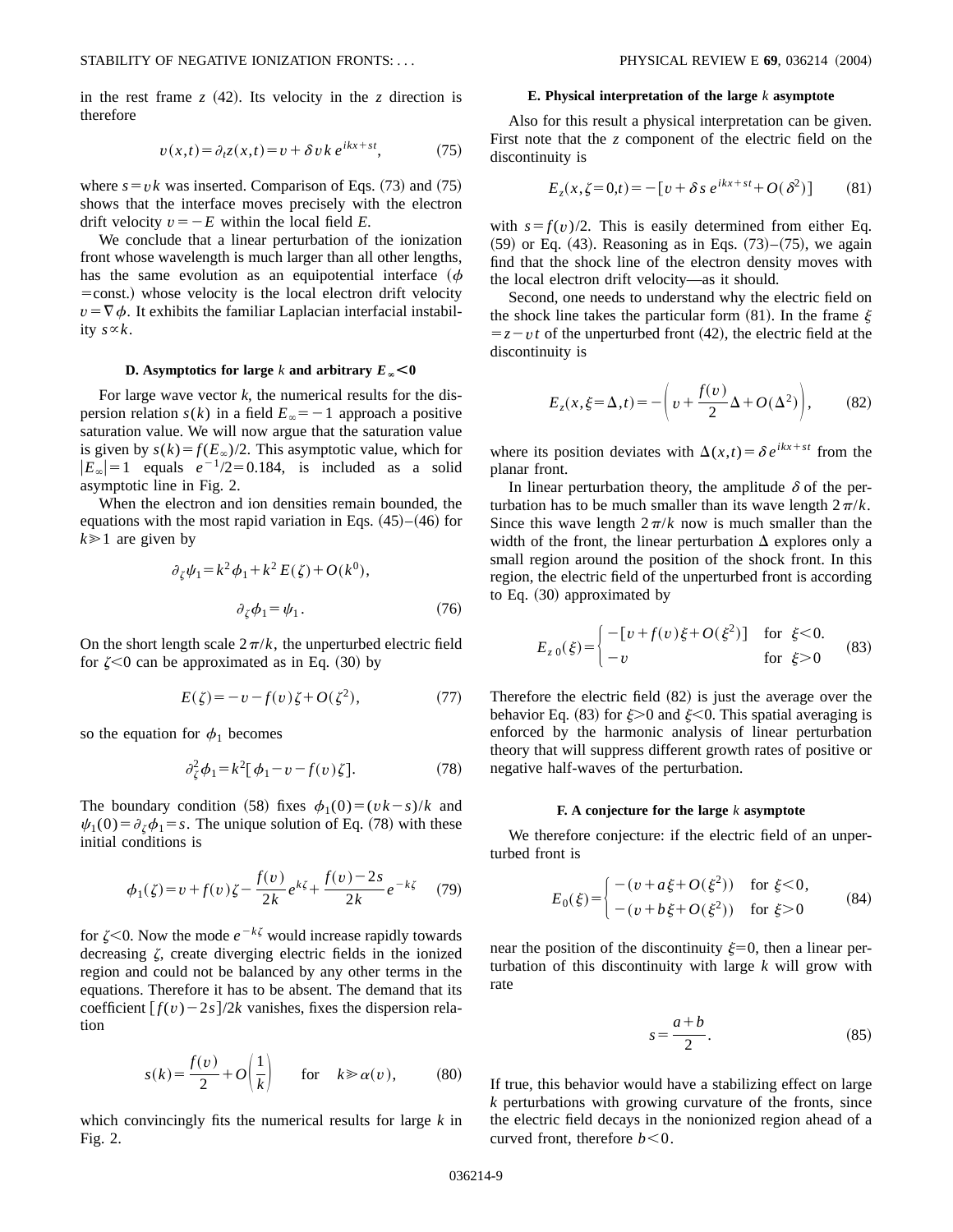in the rest frame $z$ (42). Its velocity in the $z$ direction is therefore

$$v(x,t)=\partial_t z(x,t)=v+\delta v k\, e^{ikx+st}, \tag{75}$$

where $s=vk$ was inserted. Comparison of Eqs. (73) and (75) shows that the interface moves precisely with the electron drift velocity $v=-E$ within the local field $E$.

We conclude that a linear perturbation of the ionization front whose wavelength is much larger than all other lengths, has the same evolution as an equipotential interface ($\phi$ =const.) whose velocity is the local electron drift velocity $v=\nabla\phi$. It exhibits the familiar Laplacian interfacial instability $s\propto k$.

### D. Asymptotics for large $k$ and arbitrary $E_\infty<0$

For large wave vector $k$, the numerical results for the dispersion relation $s(k)$ in a field $E_\infty=-1$ approach a positive saturation value. We will now argue that the saturation value is given by $s(k)=f(E_\infty)/2$. This asymptotic value, which for $|E_\infty|=1$ equals $e^{-1}/2=0.184$, is included as a solid asymptotic line in Fig. 2.

When the electron and ion densities remain bounded, the equations with the most rapid variation in Eqs. (45)–(46) for $k\gg 1$ are given by

$$\partial_\zeta\psi_1=k^2\phi_1+k^2E(\zeta)+O(k^0),$$

$$\partial_\zeta\phi_1=\psi_1. \tag{76}$$

On the short length scale $2\pi/k$, the unperturbed electric field for $\zeta<0$ can be approximated as in Eq. (30) by

$$E(\zeta)=-v-f(v)\zeta+O(\zeta^2), \tag{77}$$

so the equation for $\phi_1$ becomes

$$\partial_\zeta^2\phi_1=k^2[\phi_1-v-f(v)\zeta]. \tag{78}$$

The boundary condition (58) fixes $\phi_1(0)=(vk-s)/k$ and $\psi_1(0)=\partial_\zeta\phi_1=s$. The unique solution of Eq. (78) with these initial conditions is

$$\phi_1(\zeta)=v+f(v)\zeta-\frac{f(v)}{2k}e^{k\zeta}+\frac{f(v)-2s}{2k}e^{-k\zeta} \tag{79}$$

for $\zeta<0$. Now the mode $e^{-k\zeta}$ would increase rapidly towards decreasing $\zeta$, create diverging electric fields in the ionized region and could not be balanced by any other terms in the equations. Therefore it has to be absent. The demand that its coefficient $[f(v)-2s]/2k$ vanishes, fixes the dispersion relation

$$s(k)=\frac{f(v)}{2}+O\left(\frac{1}{k}\right) \qquad \text{for} \quad k\gg\alpha(v), \tag{80}$$

which convincingly fits the numerical results for large $k$ in Fig. 2.

### E. Physical interpretation of the large $k$ asymptote

Also for this result a physical interpretation can be given. First note that the $z$ component of the electric field on the discontinuity is

$$E_z(x,\zeta=0,t)=-[v+\delta s\, e^{ikx+st}+O(\delta^2)] \tag{81}$$

with $s=f(v)/2$. This is easily determined from either Eq. (59) or Eq. (43). Reasoning as in Eqs. (73)–(75), we again find that the shock line of the electron density moves with the local electron drift velocity—as it should.

Second, one needs to understand why the electric field on the shock line takes the particular form (81). In the frame $\xi=z-vt$ of the unperturbed front (42), the electric field at the discontinuity is

$$E_z(x,\xi=\Delta,t)=-\left(v+\frac{f(v)}{2}\Delta+O(\Delta^2)\right), \tag{82}$$

where its position deviates with $\Delta(x,t)=\delta e^{ikx+st}$ from the planar front.

In linear perturbation theory, the amplitude $\delta$ of the perturbation has to be much smaller than its wave length $2\pi/k$. Since this wave length $2\pi/k$ now is much smaller than the width of the front, the linear perturbation $\Delta$ explores only a small region around the position of the shock front. In this region, the electric field of the unperturbed front is according to Eq. (30) approximated by

$$E_{z\,0}(\xi)=\begin{cases}-[v+f(v)\xi+O(\xi^2)] & \text{for } \xi<0.\\ -v & \text{for } \xi>0\end{cases} \tag{83}$$

Therefore the electric field (82) is just the average over the behavior Eq. (83) for $\xi>0$ and $\xi<0$. This spatial averaging is enforced by the harmonic analysis of linear perturbation theory that will suppress different growth rates of positive or negative half-waves of the perturbation.

### F. A conjecture for the large $k$ asymptote

We therefore conjecture: if the electric field of an unperturbed front is

$$E_0(\xi)=\begin{cases}-(v+a\xi+O(\xi^2)) & \text{for } \xi<0,\\ -(v+b\xi+O(\xi^2)) & \text{for } \xi>0\end{cases} \tag{84}$$

near the position of the discontinuity $\xi=0$, then a linear perturbation of this discontinuity with large $k$ will grow with rate

$$s=\frac{a+b}{2}. \tag{85}$$

If true, this behavior would have a stabilizing effect on large $k$ perturbations with growing curvature of the fronts, since the electric field decays in the nonionized region ahead of a curved front, therefore $b<0$.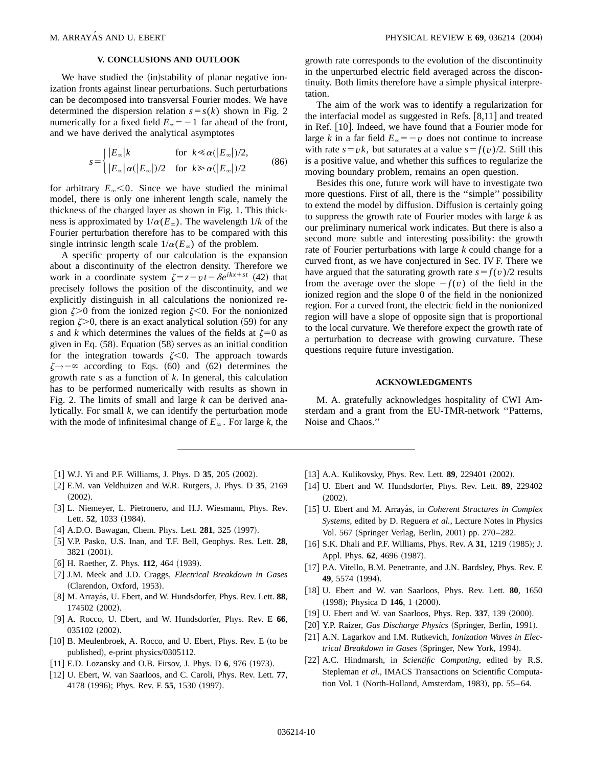## V. CONCLUSIONS AND OUTLOOK

We have studied the (in)stability of planar negative ionization fronts against linear perturbations. Such perturbations can be decomposed into transversal Fourier modes. We have determined the dispersion relation $s=s(k)$ shown in Fig. 2 numerically for a fixed field $E_\infty=-1$ far ahead of the front, and we have derived the analytical asymptotes

$$s=\begin{cases} |E_\infty|k & \text{for } k\ll\alpha(|E_\infty|)/2, \\ |E_\infty|\alpha(|E_\infty|)/2 & \text{for } k\gg\alpha(|E_\infty|)/2 \end{cases} \tag{86}$$

for arbitrary $E_\infty<0$. Since we have studied the minimal model, there is only one inherent length scale, namely the thickness of the charged layer as shown in Fig. 1. This thickness is approximated by $1/\alpha(E_\infty)$. The wavelength $1/k$ of the Fourier perturbation therefore has to be compared with this single intrinsic length scale $1/\alpha(E_\infty)$ of the problem.

A specific property of our calculation is the expansion about a discontinuity of the electron density. Therefore we work in a coordinate system $\zeta=z-vt-\delta e^{ikx+st}$ (42) that precisely follows the position of the discontinuity, and we explicitly distinguish in all calculations the nonionized region $\zeta>0$ from the ionized region $\zeta<0$. For the nonionized region $\zeta>0$, there is an exact analytical solution (59) for any $s$ and $k$ which determines the values of the fields at $\zeta=0$ as given in Eq. (58). Equation (58) serves as an initial condition for the integration towards $\zeta<0$. The approach towards $\zeta\to-\infty$ according to Eqs. (60) and (62) determines the growth rate $s$ as a function of $k$. In general, this calculation has to be performed numerically with results as shown in Fig. 2. The limits of small and large $k$ can be derived analytically. For small $k$, we can identify the perturbation mode with the mode of infinitesimal change of $E_\infty$. For large $k$, the growth rate corresponds to the evolution of the discontinuity in the unperturbed electric field averaged across the discontinuity. Both limits therefore have a simple physical interpretation.

The aim of the work was to identify a regularization for the interfacial model as suggested in Refs. [8,11] and treated in Ref. [10]. Indeed, we have found that a Fourier mode for large $k$ in a far field $E_\infty=-v$ does not continue to increase with rate $s=vk$, but saturates at a value $s=f(v)/2$. Still this is a positive value, and whether this suffices to regularize the moving boundary problem, remains an open question.

Besides this one, future work will have to investigate two more questions. First of all, there is the "simple" possibility to extend the model by diffusion. Diffusion is certainly going to suppress the growth rate of Fourier modes with large $k$ as our preliminary numerical work indicates. But there is also a second more subtle and interesting possibility: the growth rate of Fourier perturbations with large $k$ could change for a curved front, as we have conjectured in Sec. IV F. There we have argued that the saturating growth rate $s=f(v)/2$ results from the average over the slope $-f(v)$ of the field in the ionized region and the slope 0 of the field in the nonionized region. For a curved front, the electric field in the nonionized region will have a slope of opposite sign that is proportional to the local curvature. We therefore expect the growth rate of a perturbation to decrease with growing curvature. These questions require future investigation.

## ACKNOWLEDGMENTS

M. A. gratefully acknowledges hospitality of CWI Amsterdam and a grant from the EU-TMR-network "Patterns, Noise and Chaos."

---

[1] W.J. Yi and P.F. Williams, J. Phys. D **35**, 205 (2002).
[2] E.M. van Veldhuizen and W.R. Rutgers, J. Phys. D **35**, 2169 (2002).
[3] L. Niemeyer, L. Pietronero, and H.J. Wiesmann, Phys. Rev. Lett. **52**, 1033 (1984).
[4] A.D.O. Bawagan, Chem. Phys. Lett. **281**, 325 (1997).
[5] V.P. Pasko, U.S. Inan, and T.F. Bell, Geophys. Res. Lett. **28**, 3821 (2001).
[6] H. Raether, Z. Phys. **112**, 464 (1939).
[7] J.M. Meek and J.D. Craggs, *Electrical Breakdown in Gases* (Clarendon, Oxford, 1953).
[8] M. Arrayás, U. Ebert, and W. Hundsdorfer, Phys. Rev. Lett. **88**, 174502 (2002).
[9] A. Rocco, U. Ebert, and W. Hundsdorfer, Phys. Rev. E **66**, 035102 (2002).
[10] B. Meulenbroek, A. Rocco, and U. Ebert, Phys. Rev. E (to be published), e-print physics/0305112.
[11] E.D. Lozansky and O.B. Firsov, J. Phys. D **6**, 976 (1973).
[12] U. Ebert, W. van Saarloos, and C. Caroli, Phys. Rev. Lett. **77**, 4178 (1996); Phys. Rev. E **55**, 1530 (1997).
[13] A.A. Kulikovsky, Phys. Rev. Lett. **89**, 229401 (2002).
[14] U. Ebert and W. Hundsdorfer, Phys. Rev. Lett. **89**, 229402 (2002).
[15] U. Ebert and M. Arrayás, in *Coherent Structures in Complex Systems*, edited by D. Reguera *et al.*, Lecture Notes in Physics Vol. 567 (Springer Verlag, Berlin, 2001) pp. 270–282.
[16] S.K. Dhali and P.F. Williams, Phys. Rev. A **31**, 1219 (1985); J. Appl. Phys. **62**, 4696 (1987).
[17] P.A. Vitello, B.M. Penetrante, and J.N. Bardsley, Phys. Rev. E **49**, 5574 (1994).
[18] U. Ebert and W. van Saarloos, Phys. Rev. Lett. **80**, 1650 (1998); Physica D **146**, 1 (2000).
[19] U. Ebert and W. van Saarloos, Phys. Rep. **337**, 139 (2000).
[20] Y.P. Raizer, *Gas Discharge Physics* (Springer, Berlin, 1991).
[21] A.N. Lagarkov and I.M. Rutkevich, *Ionization Waves in Electrical Breakdown in Gases* (Springer, New York, 1994).
[22] A.C. Hindmarsh, in *Scientific Computing*, edited by R.S. Stepleman *et al.*, IMACS Transactions on Scientific Computation Vol. 1 (North-Holland, Amsterdam, 1983), pp. 55–64.